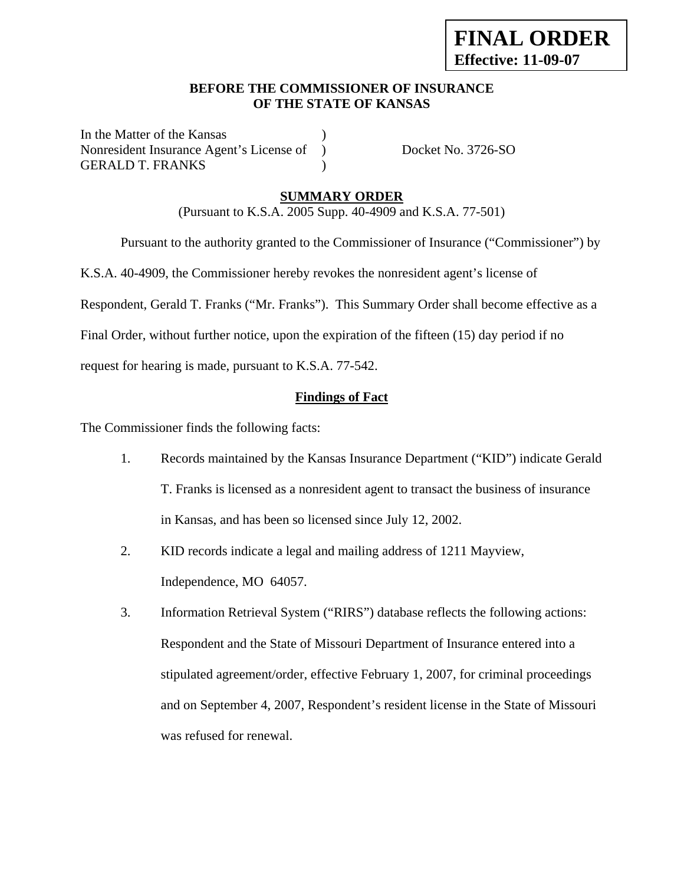**FINAL ORDER**
**Effective: 11-09-07**

**BEFORE THE COMMISSIONER OF INSURANCE**
**OF THE STATE OF KANSAS**

In the Matter of the Kansas )
Nonresident Insurance Agent's License of ) Docket No. 3726-SO
GERALD T. FRANKS )

## SUMMARY ORDER

(Pursuant to K.S.A. 2005 Supp. 40-4909 and K.S.A. 77-501)

Pursuant to the authority granted to the Commissioner of Insurance ("Commissioner") by K.S.A. 40-4909, the Commissioner hereby revokes the nonresident agent's license of Respondent, Gerald T. Franks ("Mr. Franks"). This Summary Order shall become effective as a Final Order, without further notice, upon the expiration of the fifteen (15) day period if no request for hearing is made, pursuant to K.S.A. 77-542.

### Findings of Fact

The Commissioner finds the following facts:

1. Records maintained by the Kansas Insurance Department ("KID") indicate Gerald T. Franks is licensed as a nonresident agent to transact the business of insurance in Kansas, and has been so licensed since July 12, 2002.

2. KID records indicate a legal and mailing address of 1211 Mayview, Independence, MO 64057.

3. Information Retrieval System ("RIRS") database reflects the following actions: Respondent and the State of Missouri Department of Insurance entered into a stipulated agreement/order, effective February 1, 2007, for criminal proceedings and on September 4, 2007, Respondent's resident license in the State of Missouri was refused for renewal.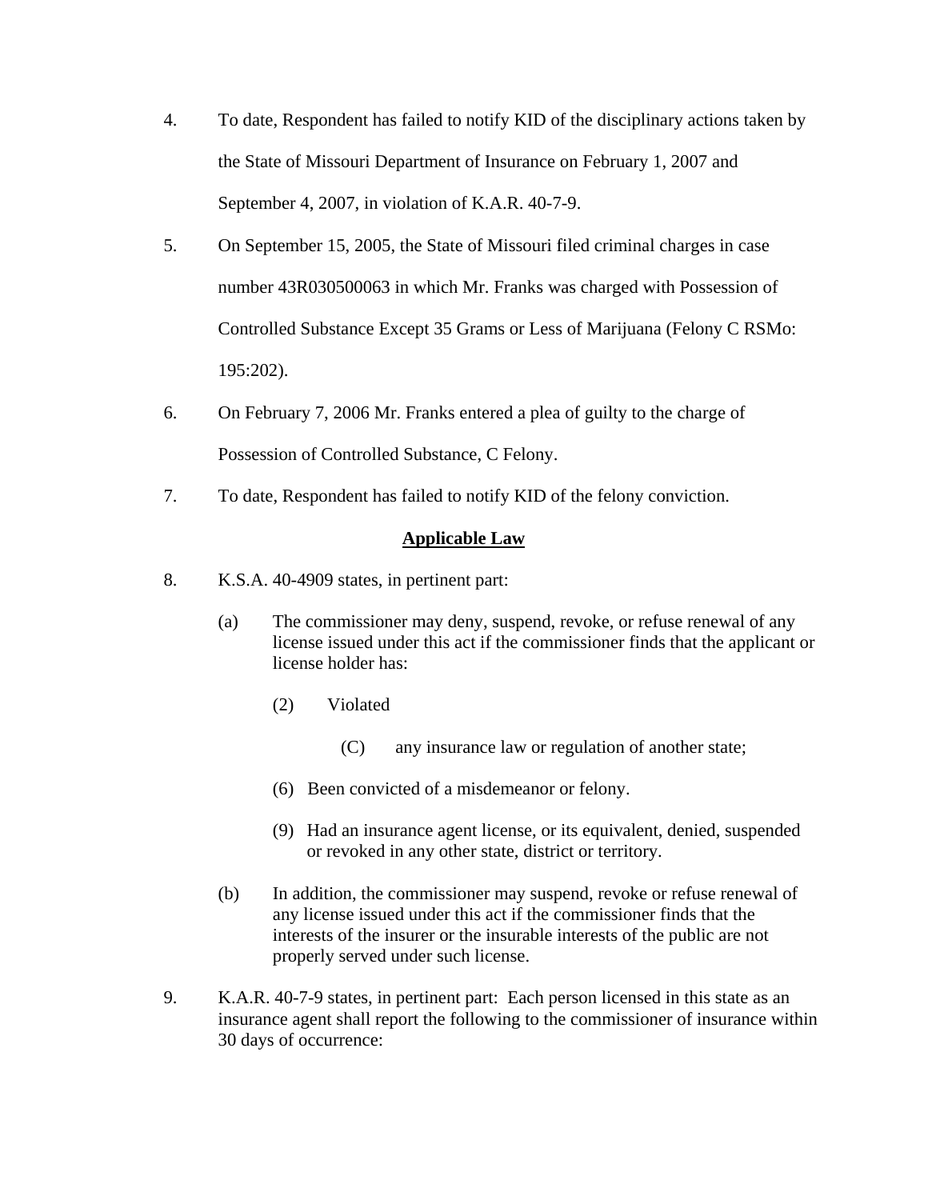4. To date, Respondent has failed to notify KID of the disciplinary actions taken by the State of Missouri Department of Insurance on February 1, 2007 and September 4, 2007, in violation of K.A.R. 40-7-9.

5. On September 15, 2005, the State of Missouri filed criminal charges in case number 43R030500063 in which Mr. Franks was charged with Possession of Controlled Substance Except 35 Grams or Less of Marijuana (Felony C RSMo: 195:202).

6. On February 7, 2006 Mr. Franks entered a plea of guilty to the charge of Possession of Controlled Substance, C Felony.

7. To date, Respondent has failed to notify KID of the felony conviction.

**Applicable Law**

8. K.S.A. 40-4909 states, in pertinent part:

   (a) The commissioner may deny, suspend, revoke, or refuse renewal of any license issued under this act if the commissioner finds that the applicant or license holder has:

      (2) Violated

         (C) any insurance law or regulation of another state;

      (6) Been convicted of a misdemeanor or felony.

      (9) Had an insurance agent license, or its equivalent, denied, suspended or revoked in any other state, district or territory.

   (b) In addition, the commissioner may suspend, revoke or refuse renewal of any license issued under this act if the commissioner finds that the interests of the insurer or the insurable interests of the public are not properly served under such license.

9. K.A.R. 40-7-9 states, in pertinent part: Each person licensed in this state as an insurance agent shall report the following to the commissioner of insurance within 30 days of occurrence: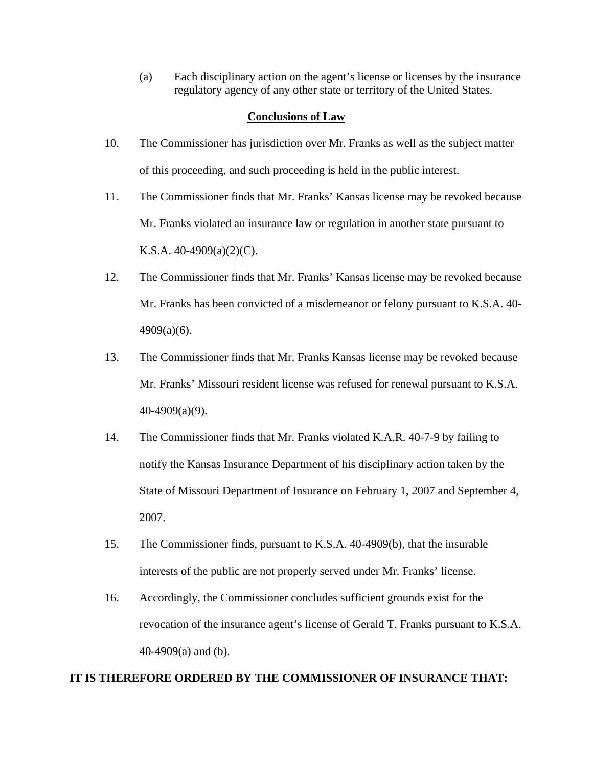(a) Each disciplinary action on the agent's license or licenses by the insurance regulatory agency of any other state or territory of the United States.

## Conclusions of Law

10. The Commissioner has jurisdiction over Mr. Franks as well as the subject matter of this proceeding, and such proceeding is held in the public interest.

11. The Commissioner finds that Mr. Franks' Kansas license may be revoked because Mr. Franks violated an insurance law or regulation in another state pursuant to K.S.A. 40-4909(a)(2)(C).

12. The Commissioner finds that Mr. Franks' Kansas license may be revoked because Mr. Franks has been convicted of a misdemeanor or felony pursuant to K.S.A. 40-4909(a)(6).

13. The Commissioner finds that Mr. Franks Kansas license may be revoked because Mr. Franks' Missouri resident license was refused for renewal pursuant to K.S.A. 40-4909(a)(9).

14. The Commissioner finds that Mr. Franks violated K.A.R. 40-7-9 by failing to notify the Kansas Insurance Department of his disciplinary action taken by the State of Missouri Department of Insurance on February 1, 2007 and September 4, 2007.

15. The Commissioner finds, pursuant to K.S.A. 40-4909(b), that the insurable interests of the public are not properly served under Mr. Franks' license.

16. Accordingly, the Commissioner concludes sufficient grounds exist for the revocation of the insurance agent's license of Gerald T. Franks pursuant to K.S.A. 40-4909(a) and (b).

**IT IS THEREFORE ORDERED BY THE COMMISSIONER OF INSURANCE THAT:**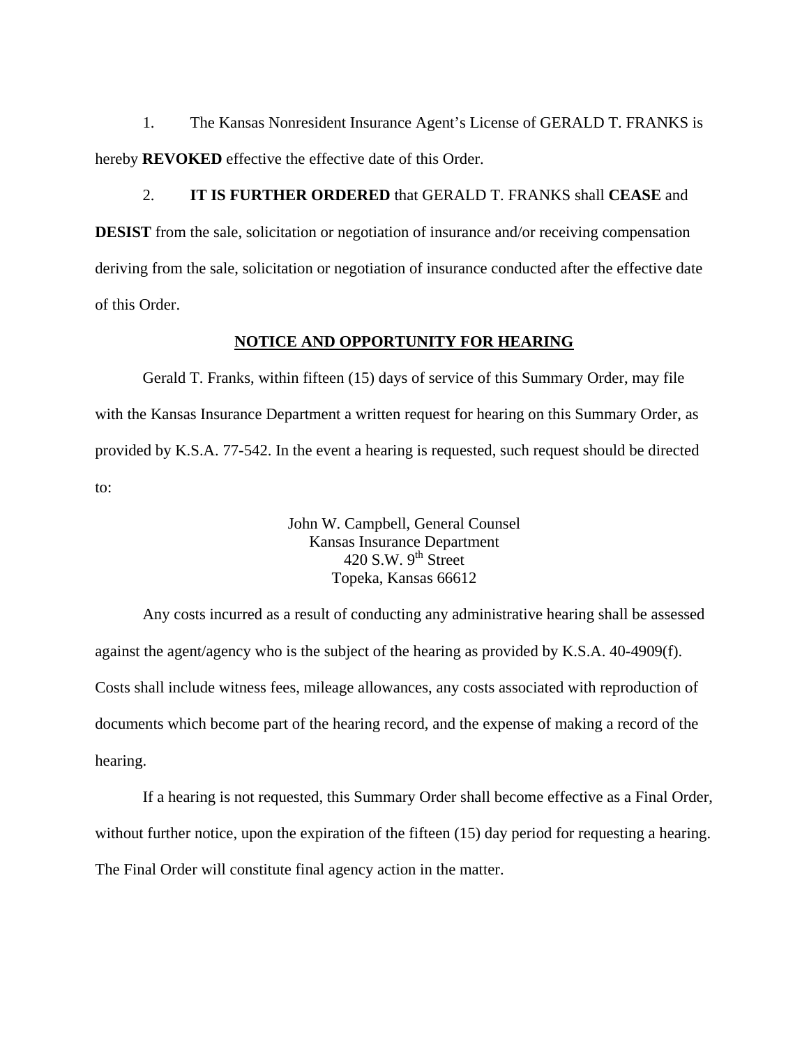1. The Kansas Nonresident Insurance Agent's License of GERALD T. FRANKS is hereby **REVOKED** effective the effective date of this Order.

2. **IT IS FURTHER ORDERED** that GERALD T. FRANKS shall **CEASE** and **DESIST** from the sale, solicitation or negotiation of insurance and/or receiving compensation deriving from the sale, solicitation or negotiation of insurance conducted after the effective date of this Order.

**NOTICE AND OPPORTUNITY FOR HEARING**

Gerald T. Franks, within fifteen (15) days of service of this Summary Order, may file with the Kansas Insurance Department a written request for hearing on this Summary Order, as provided by K.S.A. 77-542. In the event a hearing is requested, such request should be directed to:

John W. Campbell, General Counsel
Kansas Insurance Department
420 S.W. 9th Street
Topeka, Kansas 66612

Any costs incurred as a result of conducting any administrative hearing shall be assessed against the agent/agency who is the subject of the hearing as provided by K.S.A. 40-4909(f). Costs shall include witness fees, mileage allowances, any costs associated with reproduction of documents which become part of the hearing record, and the expense of making a record of the hearing.

If a hearing is not requested, this Summary Order shall become effective as a Final Order, without further notice, upon the expiration of the fifteen (15) day period for requesting a hearing. The Final Order will constitute final agency action in the matter.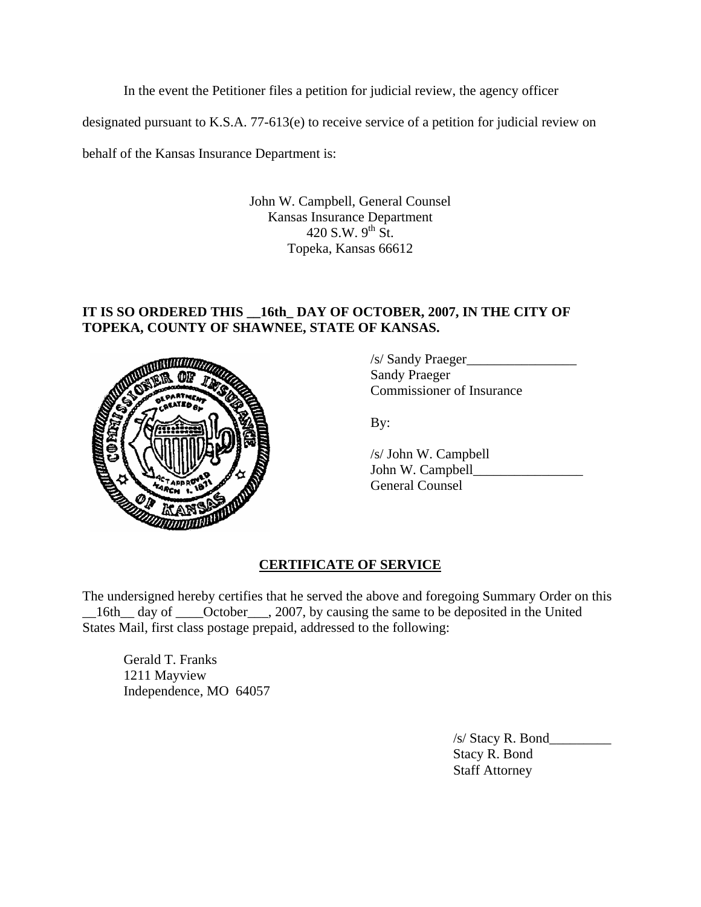In the event the Petitioner files a petition for judicial review, the agency officer designated pursuant to K.S.A. 77-613(e) to receive service of a petition for judicial review on behalf of the Kansas Insurance Department is:

John W. Campbell, General Counsel
Kansas Insurance Department
420 S.W. 9th St.
Topeka, Kansas 66612

**IT IS SO ORDERED THIS __16th_ DAY OF OCTOBER, 2007, IN THE CITY OF TOPEKA, COUNTY OF SHAWNEE, STATE OF KANSAS.**

/s/ Sandy Praeger________________
Sandy Praeger
Commissioner of Insurance

By:

/s/ John W. Campbell
John W. Campbell________________
General Counsel

## CERTIFICATE OF SERVICE

The undersigned hereby certifies that he served the above and foregoing Summary Order on this __16th__ day of ____October___, 2007, by causing the same to be deposited in the United States Mail, first class postage prepaid, addressed to the following:

Gerald T. Franks
1211 Mayview
Independence, MO 64057

/s/ Stacy R. Bond_________
Stacy R. Bond
Staff Attorney